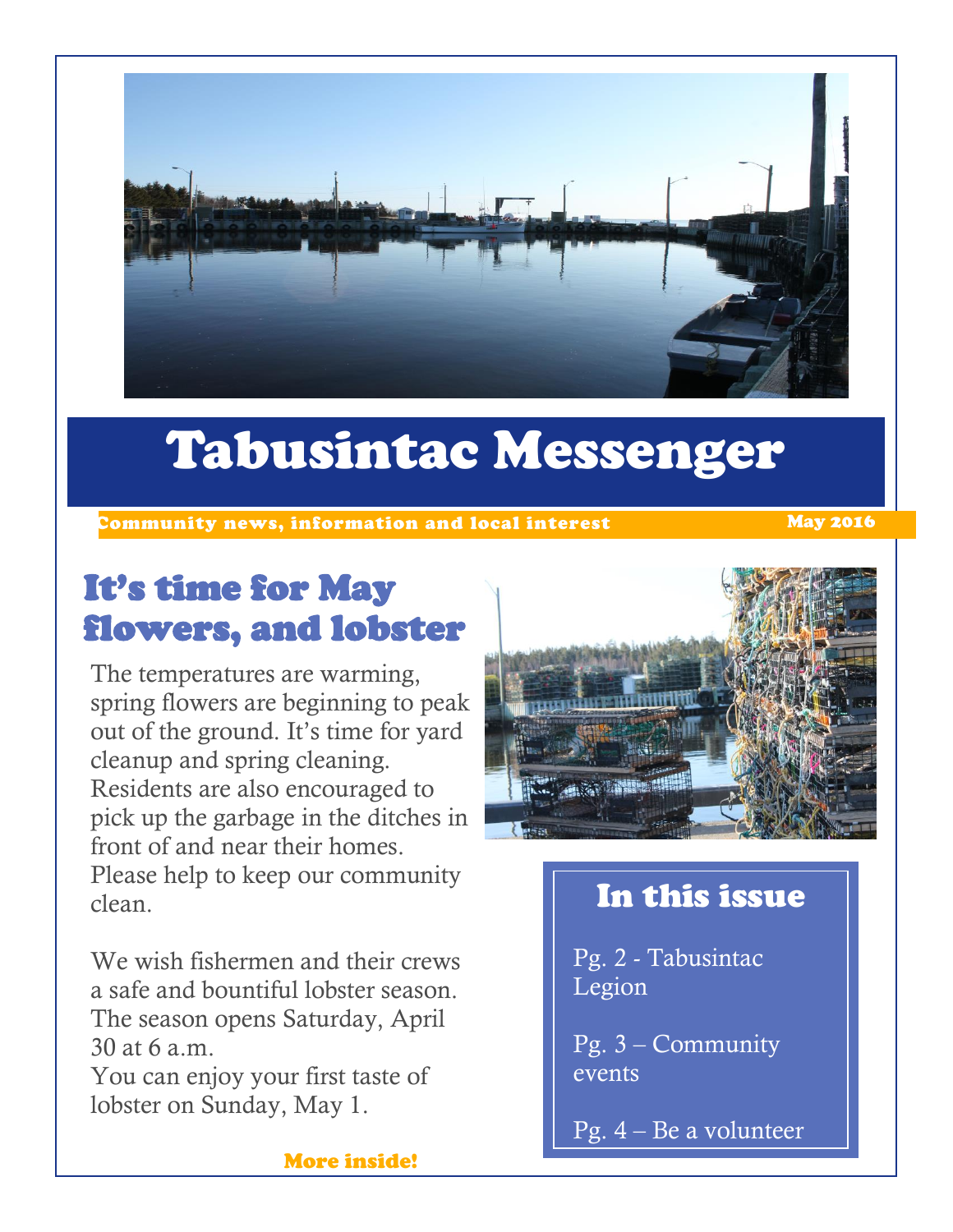# Tabusintac Messenger

Community news, information and local interest — May 2016

## It's time for May flowers, and lobster

The temperatures are warming, spring flowers are beginning to peak out of the ground. It's time for yard cleanup and spring cleaning. Residents are also encouraged to pick up the garbage in the ditches in front of and near their homes. Please help to keep our community clean.

We wish fishermen and their crews a safe and bountiful lobster season. The season opens Saturday, April 30 at 6 a.m.
You can enjoy your first taste of lobster on Sunday, May 1.

**More inside!**

### In this issue

Pg. 2 - Tabusintac Legion

Pg. 3 – Community events

Pg. 4 – Be a volunteer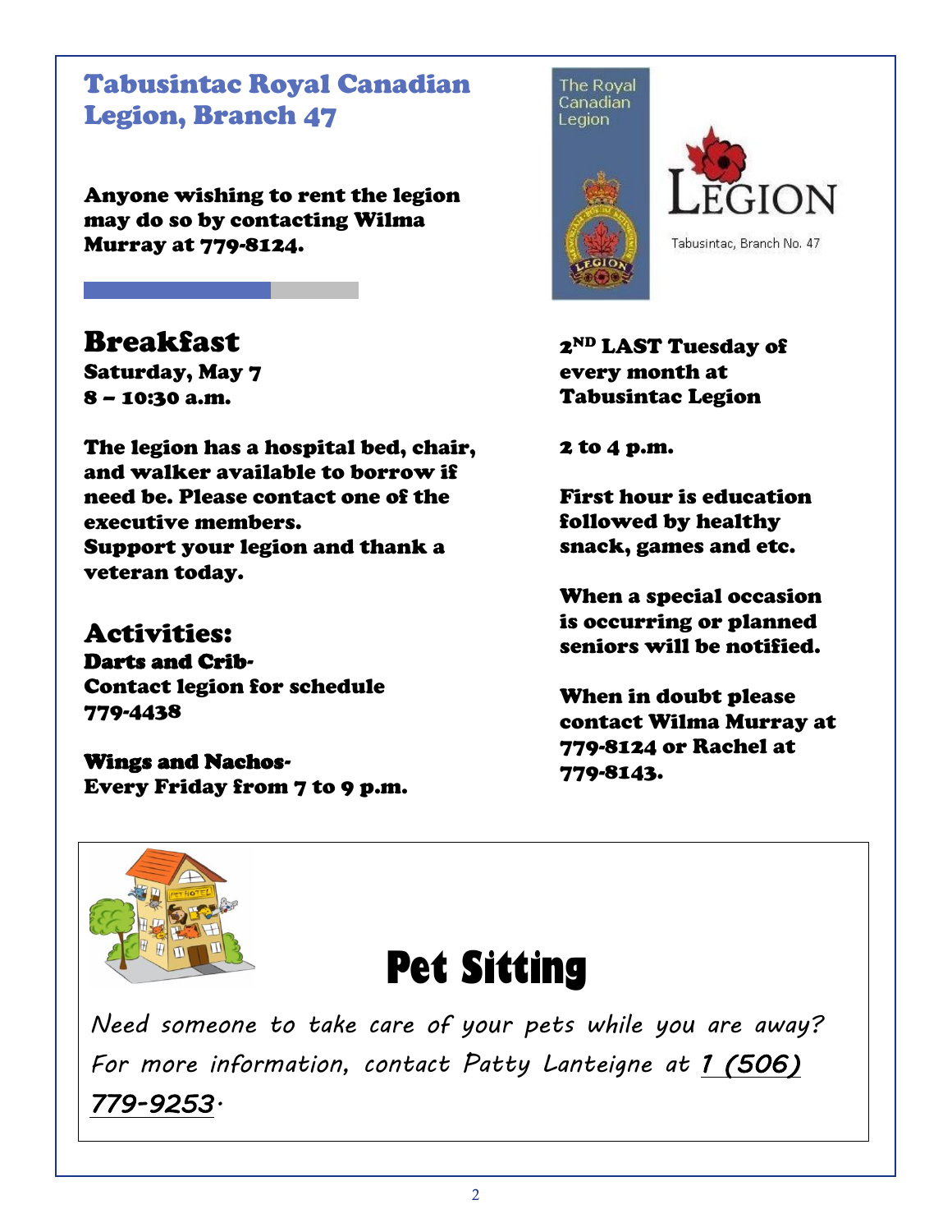## Tabusintac Royal Canadian Legion, Branch 47

**Anyone wishing to rent the legion may do so by contacting Wilma Murray at 779-8124.**

## Breakfast

**Saturday, May 7**
**8 – 10:30 a.m.**

**The legion has a hospital bed, chair, and walker available to borrow if need be. Please contact one of the executive members.**
**Support your legion and thank a veteran today.**

## Activities:

**Darts and Crib-**
**Contact legion for schedule 779-4438**

**Wings and Nachos-**
**Every Friday from 7 to 9 p.m.**

The Royal Canadian Legion

LEGION

Tabusintac, Branch No. 47

**2ND LAST Tuesday of every month at Tabusintac Legion**

**2 to 4 p.m.**

**First hour is education followed by healthy snack, games and etc.**

**When a special occasion is occurring or planned seniors will be notified.**

**When in doubt please contact Wilma Murray at 779-8124 or Rachel at 779-8143.**

# Pet Sitting

*Need someone to take care of your pets while you are away? For more information, contact Patty Lanteigne at* ***1 (506) 779-9253****.*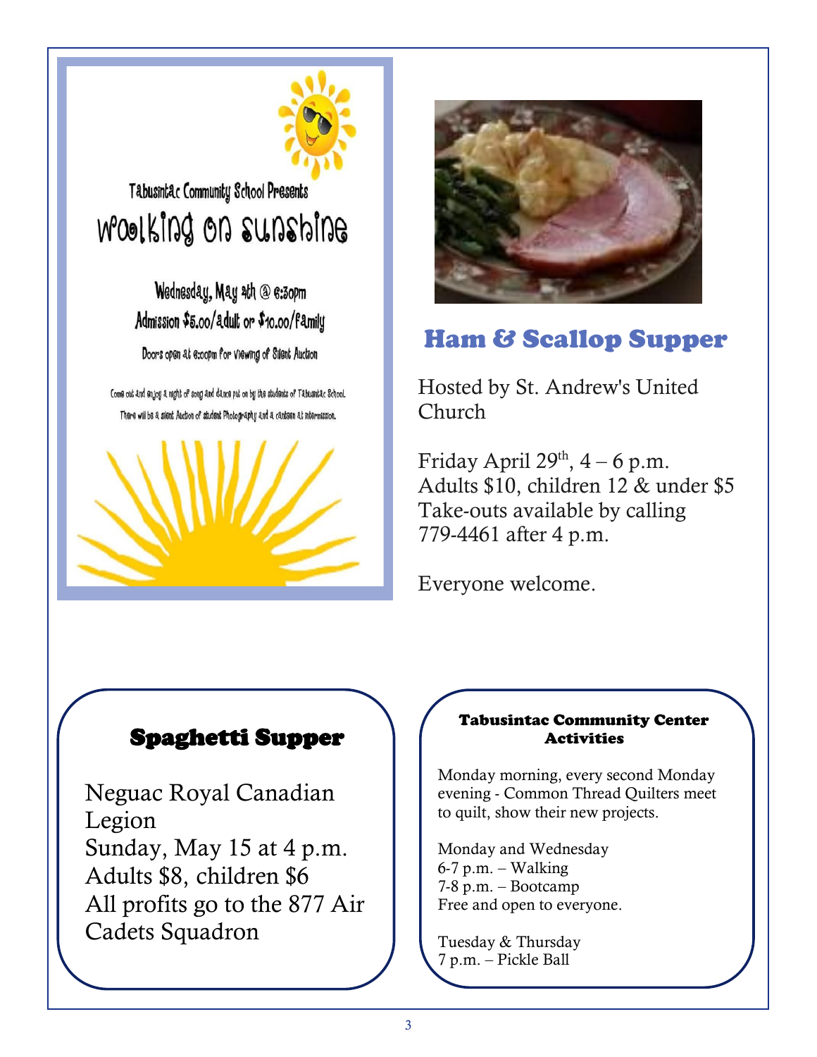Tabusintac Community School Presents

## Walking on Sunshine

Wednesday, May 4th @ 6:30pm
Admission $5.00/adult or $10.00/family

Doors open at 6:00pm for viewing of Silent Auction

Come out and enjoy a night of song and dance put on by the students of Tabusintac School. There will be a silent Auction of student Photography and a canteen at intermission.

## Ham & Scallop Supper

Hosted by St. Andrew's United Church

Friday April 29th, 4 – 6 p.m.
Adults $10, children 12 & under $5
Take-outs available by calling 779-4461 after 4 p.m.

Everyone welcome.

## Spaghetti Supper

Neguac Royal Canadian Legion
Sunday, May 15 at 4 p.m.
Adults $8, children $6
All profits go to the 877 Air Cadets Squadron

## Tabusintac Community Center Activities

Monday morning, every second Monday evening - Common Thread Quilters meet to quilt, show their new projects.

Monday and Wednesday
6-7 p.m. – Walking
7-8 p.m. – Bootcamp
Free and open to everyone.

Tuesday & Thursday
7 p.m. – Pickle Ball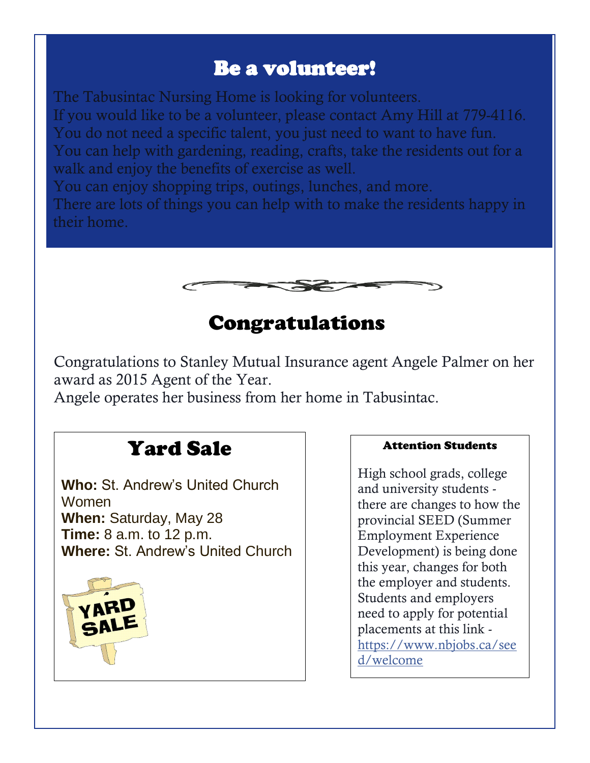## Be a volunteer!

The Tabusintac Nursing Home is looking for volunteers.
If you would like to be a volunteer, please contact Amy Hill at 779-4116.
You do not need a specific talent, you just need to want to have fun.
You can help with gardening, reading, crafts, take the residents out for a walk and enjoy the benefits of exercise as well.
You can enjoy shopping trips, outings, lunches, and more.
There are lots of things you can help with to make the residents happy in their home.

## Congratulations

Congratulations to Stanley Mutual Insurance agent Angele Palmer on her award as 2015 Agent of the Year.
Angele operates her business from her home in Tabusintac.

## Yard Sale

**Who:** St. Andrew's United Church Women
**When:** Saturday, May 28
**Time:** 8 a.m. to 12 p.m.
**Where:** St. Andrew's United Church

### Attention Students

High school grads, college and university students - there are changes to how the provincial SEED (Summer Employment Experience Development) is being done this year, changes for both the employer and students. Students and employers need to apply for potential placements at this link - https://www.nbjobs.ca/seed/welcome